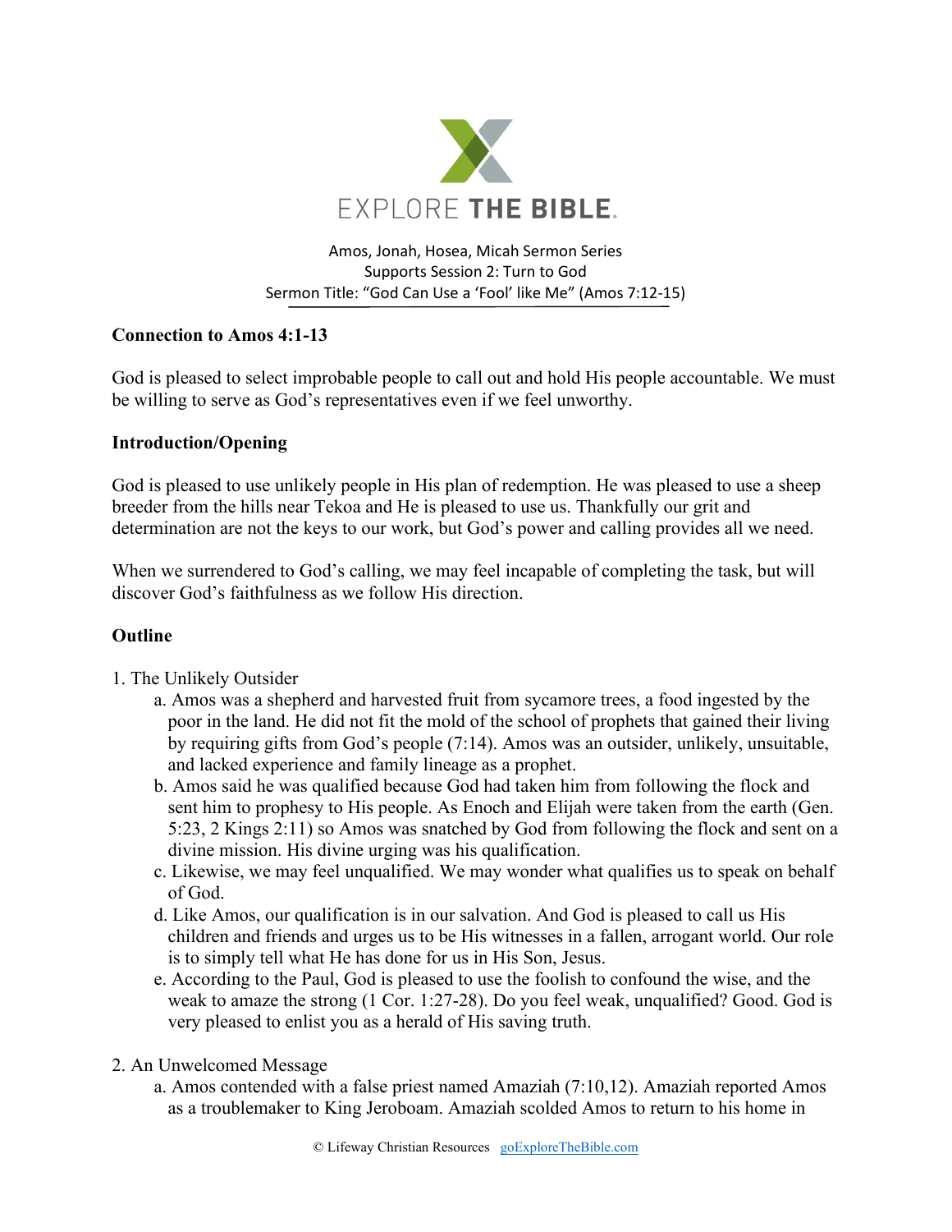EXPLORE THE BIBLE.

Amos, Jonah, Hosea, Micah Sermon Series
Supports Session 2: Turn to God
Sermon Title: "God Can Use a 'Fool' like Me" (Amos 7:12-15)

**Connection to Amos 4:1-13**

God is pleased to select improbable people to call out and hold His people accountable. We must be willing to serve as God's representatives even if we feel unworthy.

**Introduction/Opening**

God is pleased to use unlikely people in His plan of redemption. He was pleased to use a sheep breeder from the hills near Tekoa and He is pleased to use us. Thankfully our grit and determination are not the keys to our work, but God's power and calling provides all we need.

When we surrendered to God's calling, we may feel incapable of completing the task, but will discover God's faithfulness as we follow His direction.

**Outline**

1. The Unlikely Outsider
   a. Amos was a shepherd and harvested fruit from sycamore trees, a food ingested by the poor in the land. He did not fit the mold of the school of prophets that gained their living by requiring gifts from God's people (7:14). Amos was an outsider, unlikely, unsuitable, and lacked experience and family lineage as a prophet.
   b. Amos said he was qualified because God had taken him from following the flock and sent him to prophesy to His people. As Enoch and Elijah were taken from the earth (Gen. 5:23, 2 Kings 2:11) so Amos was snatched by God from following the flock and sent on a divine mission. His divine urging was his qualification.
   c. Likewise, we may feel unqualified. We may wonder what qualifies us to speak on behalf of God.
   d. Like Amos, our qualification is in our salvation. And God is pleased to call us His children and friends and urges us to be His witnesses in a fallen, arrogant world. Our role is to simply tell what He has done for us in His Son, Jesus.
   e. According to the Paul, God is pleased to use the foolish to confound the wise, and the weak to amaze the strong (1 Cor. 1:27-28). Do you feel weak, unqualified? Good. God is very pleased to enlist you as a herald of His saving truth.

2. An Unwelcomed Message
   a. Amos contended with a false priest named Amaziah (7:10,12). Amaziah reported Amos as a troublemaker to King Jeroboam. Amaziah scolded Amos to return to his home in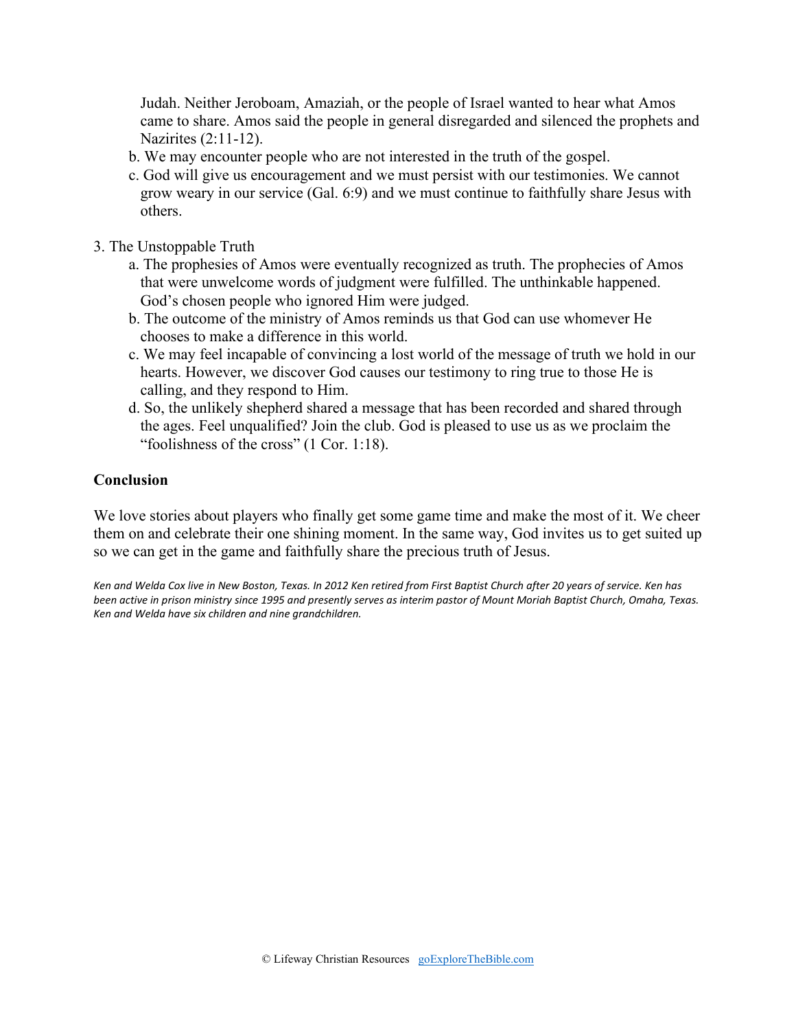Judah. Neither Jeroboam, Amaziah, or the people of Israel wanted to hear what Amos came to share. Amos said the people in general disregarded and silenced the prophets and Nazirites (2:11-12).

   b. We may encounter people who are not interested in the truth of the gospel.
   c. God will give us encouragement and we must persist with our testimonies. We cannot grow weary in our service (Gal. 6:9) and we must continue to faithfully share Jesus with others.

3. The Unstoppable Truth
   a. The prophesies of Amos were eventually recognized as truth. The prophecies of Amos that were unwelcome words of judgment were fulfilled. The unthinkable happened. God's chosen people who ignored Him were judged.
   b. The outcome of the ministry of Amos reminds us that God can use whomever He chooses to make a difference in this world.
   c. We may feel incapable of convincing a lost world of the message of truth we hold in our hearts. However, we discover God causes our testimony to ring true to those He is calling, and they respond to Him.
   d. So, the unlikely shepherd shared a message that has been recorded and shared through the ages. Feel unqualified? Join the club. God is pleased to use us as we proclaim the "foolishness of the cross" (1 Cor. 1:18).

**Conclusion**

We love stories about players who finally get some game time and make the most of it. We cheer them on and celebrate their one shining moment. In the same way, God invites us to get suited up so we can get in the game and faithfully share the precious truth of Jesus.

*Ken and Welda Cox live in New Boston, Texas. In 2012 Ken retired from First Baptist Church after 20 years of service. Ken has been active in prison ministry since 1995 and presently serves as interim pastor of Mount Moriah Baptist Church, Omaha, Texas. Ken and Welda have six children and nine grandchildren.*

© Lifeway Christian Resources goExploreTheBible.com